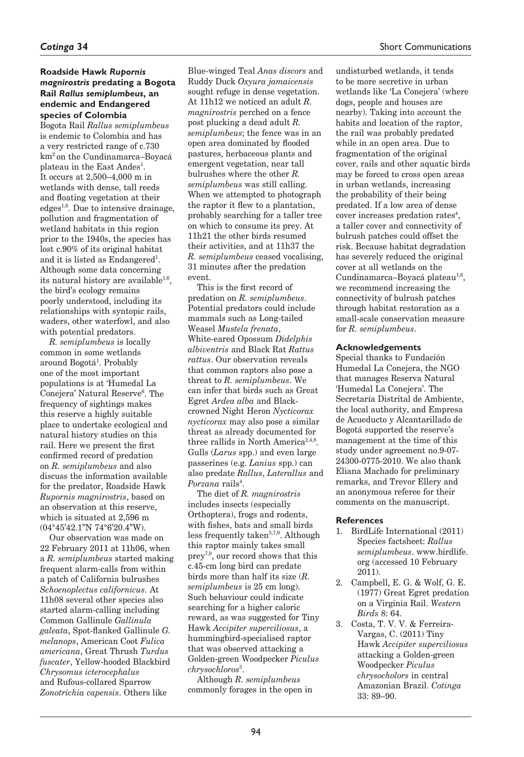### Roadside Hawk *Rupornis magnirostris* predating a Bogota Rail *Rallus semiplumbeus*, an endemic and Endangered species of Colombia

Bogota Rail *Rallus semiplumbeus* is endemic to Colombia and has a very restricted range of c.730 km$^2$ on the Cundinamarca–Boyacá plateau in the East Andes[1]. It occurs at 2,500–4,000 m in wetlands with dense, tall reeds and floating vegetation at their edges[1,6]. Due to intensive drainage, pollution and fragmentation of wetland habitats in this region prior to the 1940s, the species has lost c.90% of its original habitat and it is listed as Endangered[1]. Although some data concerning its natural history are available[1,6], the bird's ecology remains poorly understood, including its relationships with syntopic rails, waders, other waterfowl, and also with potential predators.

*R. semiplumbeus* is locally common in some wetlands around Bogotá[1]. Probably one of the most important populations is at 'Humedal La Conejera' Natural Reserve[6]. The frequency of sightings makes this reserve a highly suitable place to undertake ecological and natural history studies on this rail. Here we present the first confirmed record of predation on *R. semiplumbeus* and also discuss the information available for the predator, Roadside Hawk *Rupornis magnirostris*, based on an observation at this reserve, which is situated at 2,596 m (04°45'42.1"N 74°6'20.4"W).

Our observation was made on 22 February 2011 at 11h06, when a *R. semiplumbeus* started making frequent alarm-calls from within a patch of California bulrushes *Schoenoplectus californicus*. At 11h08 several other species also started alarm-calling including Common Gallinule *Gallinula galeata*, Spot-flanked Gallinule *G. melanops*, American Coot *Fulica americana*, Great Thrush *Turdus fuscater*, Yellow-hooded Blackbird *Chrysomus icterocephalus* and Rufous-collared Sparrow *Zonotrichia capensis*. Others like Blue-winged Teal *Anas discors* and Ruddy Duck *Oxyura jamaicensis* sought refuge in dense vegetation. At 11h12 we noticed an adult *R. magnirostris* perched on a fence post plucking a dead adult *R. semiplumbeus*; the fence was in an open area dominated by flooded pastures, herbaceous plants and emergent vegetation, near tall bulrushes where the other *R. semiplumbeus* was still calling. When we attempted to photograph the raptor it flew to a plantation, probably searching for a taller tree on which to consume its prey. At 11h21 the other birds resumed their activities, and at 11h37 the *R. semiplumbeus* ceased vocalising, 31 minutes after the predation event.

This is the first record of predation on *R. semiplumbeus*. Potential predators could include mammals such as Long-tailed Weasel *Mustela frenata*, White-eared Opossum *Didelphis albiventris* and Black Rat *Rattus rattus*. Our observation reveals that common raptors also pose a threat to *R. semiplumbeus*. We can infer that birds such as Great Egret *Ardea alba* and Black-crowned Night Heron *Nycticorax nycticorax* may also pose a similar threat as already documented for three rallids in North America[2,4,8]. Gulls (*Larus* spp.) and even large passerines (e.g. *Lanius* spp.) can also predate *Rallus*, *Laterallus* and *Porzana* rails[4].

The diet of *R. magnirostris* includes insects (especially Orthoptera), frogs and rodents, with fishes, bats and small birds less frequently taken[5,7,9]. Although this raptor mainly takes small prey[7,9], our record shows that this c.45-cm long bird can predate birds more than half its size (*R. semiplumbeus* is 25 cm long). Such behaviour could indicate searching for a higher caloric reward, as was suggested for Tiny Hawk *Accipiter superciliosus*, a hummingbird-specialised raptor that was observed attacking a Golden-green Woodpecker *Piculus chrysochloros*[3].

Although *R. semiplumbeus* commonly forages in the open in undisturbed wetlands, it tends to be more secretive in urban wetlands like 'La Conejera' (where dogs, people and houses are nearby). Taking into account the habits and location of the raptor, the rail was probably predated while in an open area. Due to fragmentation of the original cover, rails and other aquatic birds may be forced to cross open areas in urban wetlands, increasing the probability of their being predated. If a low area of dense cover increases predation rates[4], a taller cover and connectivity of bulrush patches could offset the risk. Because habitat degradation has severely reduced the original cover at all wetlands on the Cundinamarca–Boyacá plateau[1,6], we recommend increasing the connectivity of bulrush patches through habitat restoration as a small-scale conservation measure for *R. semiplumbeus*.

#### Acknowledgements

Special thanks to Fundación Humedal La Conejera, the NGO that manages Reserva Natural 'Humedal La Conejera'. The Secretaría Distrital de Ambiente, the local authority, and Empresa de Acueducto y Alcantarillado de Bogotá supported the reserve's management at the time of this study under agreement no.9-07-24300-0775-2010. We also thank Eliana Machado for preliminary remarks, and Trevor Ellery and an anonymous referee for their comments on the manuscript.

#### References

1. BirdLife International (2011) Species factsheet: *Rallus semiplumbeus*. www.birdlife.org (accessed 10 February 2011).
2. Campbell, E. G. & Wolf, G. E. (1977) Great Egret predation on a Virginia Rail. *Western Birds* 8: 64.
3. Costa, T. V. V. & Ferreira-Vargas, C. (2011) Tiny Hawk *Accipiter superciliosus* attacking a Golden-green Woodpecker *Piculus chrysocholors* in central Amazonian Brazil. *Cotinga* 33: 89–90.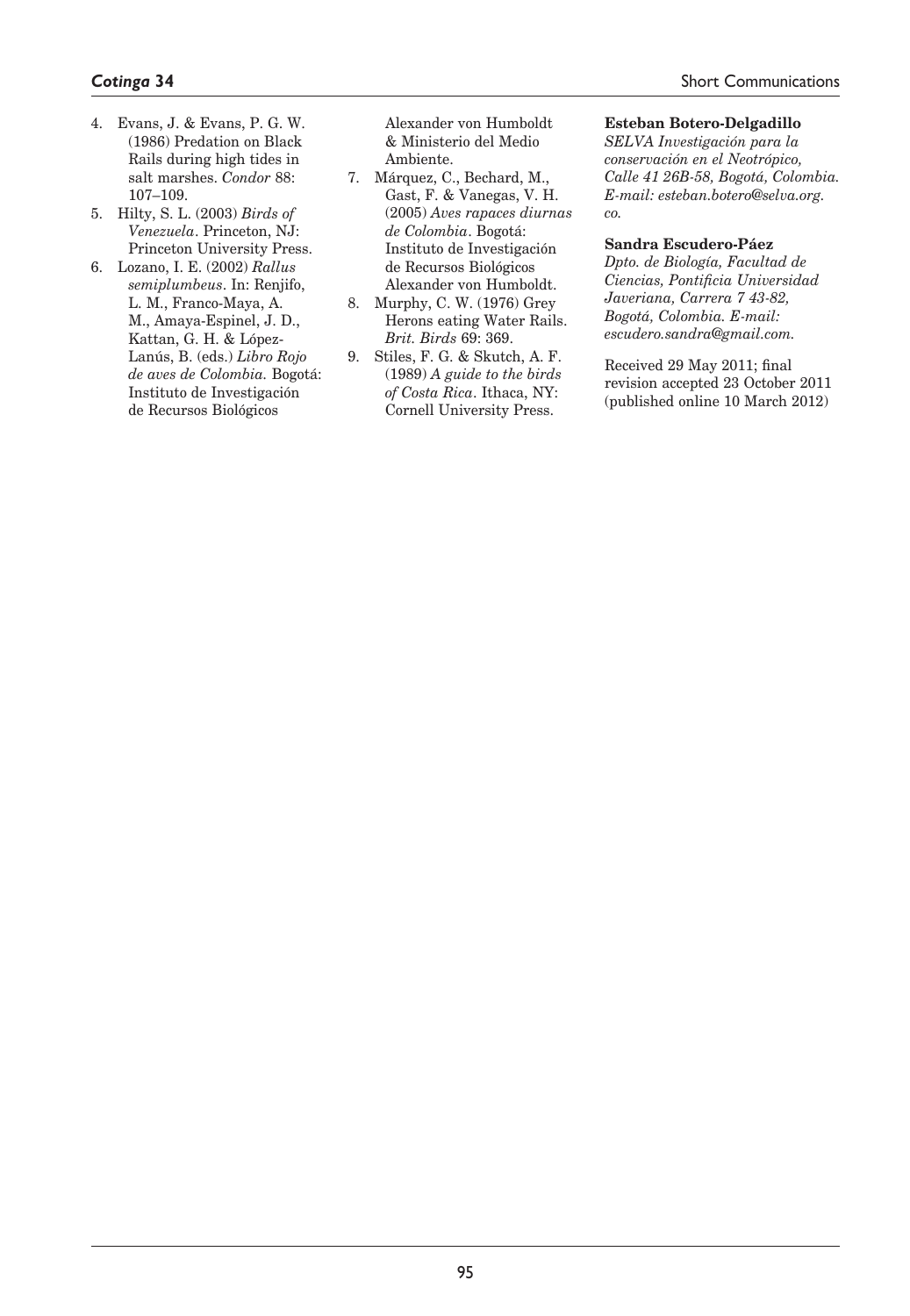4. Evans, J. & Evans, P. G. W. (1986) Predation on Black Rails during high tides in salt marshes. *Condor* 88: 107–109.
5. Hilty, S. L. (2003) *Birds of Venezuela*. Princeton, NJ: Princeton University Press.
6. Lozano, I. E. (2002) *Rallus semiplumbeus*. In: Renjifo, L. M., Franco-Maya, A. M., Amaya-Espinel, J. D., Kattan, G. H. & López-Lanús, B. (eds.) *Libro Rojo de aves de Colombia.* Bogotá: Instituto de Investigación de Recursos Biológicos Alexander von Humboldt & Ministerio del Medio Ambiente.
7. Márquez, C., Bechard, M., Gast, F. & Vanegas, V. H. (2005) *Aves rapaces diurnas de Colombia*. Bogotá: Instituto de Investigación de Recursos Biológicos Alexander von Humboldt.
8. Murphy, C. W. (1976) Grey Herons eating Water Rails. *Brit. Birds* 69: 369.
9. Stiles, F. G. & Skutch, A. F. (1989) *A guide to the birds of Costa Rica*. Ithaca, NY: Cornell University Press.

**Esteban Botero-Delgadillo**
*SELVA Investigación para la conservación en el Neotrópico, Calle 41 26B-58, Bogotá, Colombia. E-mail: esteban.botero@selva.org.co.*

**Sandra Escudero-Páez**
*Dpto. de Biología, Facultad de Ciencias, Pontificia Universidad Javeriana, Carrera 7 43-82, Bogotá, Colombia. E-mail: escudero.sandra@gmail.com.*

Received 29 May 2011; final revision accepted 23 October 2011 (published online 10 March 2012)